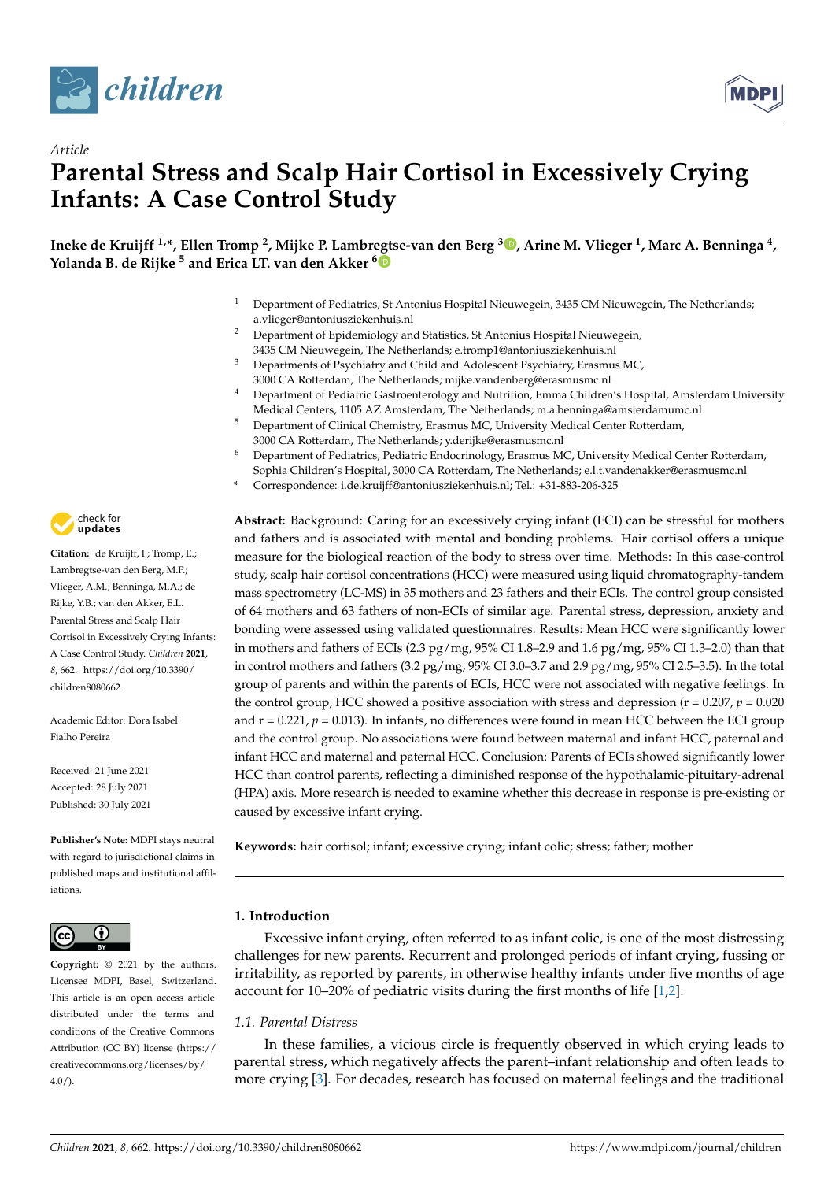*Article*

# Parental Stress and Scalp Hair Cortisol in Excessively Crying Infants: A Case Control Study

**Ineke de Kruijff [1,*], Ellen Tromp [2], Mijke P. Lambregtse-van den Berg [3], Arine M. Vlieger [1], Marc A. Benninga [4], Yolanda B. de Rijke [5] and Erica LT. van den Akker [6]**

[1] Department of Pediatrics, St Antonius Hospital Nieuwegein, 3435 CM Nieuwegein, The Netherlands; a.vlieger@antoniusziekenhuis.nl
[2] Department of Epidemiology and Statistics, St Antonius Hospital Nieuwegein, 3435 CM Nieuwegein, The Netherlands; e.tromp1@antoniusziekenhuis.nl
[3] Departments of Psychiatry and Child and Adolescent Psychiatry, Erasmus MC, 3000 CA Rotterdam, The Netherlands; mijke.vandenberg@erasmusmc.nl
[4] Department of Pediatric Gastroenterology and Nutrition, Emma Children's Hospital, Amsterdam University Medical Centers, 1105 AZ Amsterdam, The Netherlands; m.a.benninga@amsterdamumc.nl
[5] Department of Clinical Chemistry, Erasmus MC, University Medical Center Rotterdam, 3000 CA Rotterdam, The Netherlands; y.derijke@erasmusmc.nl
[6] Department of Pediatrics, Pediatric Endocrinology, Erasmus MC, University Medical Center Rotterdam, Sophia Children's Hospital, 3000 CA Rotterdam, The Netherlands; e.l.t.vandenakker@erasmusmc.nl
\* Correspondence: i.de.kruijff@antoniusziekenhuis.nl; Tel.: +31-883-206-325

**Citation:** de Kruijff, I.; Tromp, E.; Lambregtse-van den Berg, M.P.; Vlieger, A.M.; Benninga, M.A.; de Rijke, Y.B.; van den Akker, E.L. Parental Stress and Scalp Hair Cortisol in Excessively Crying Infants: A Case Control Study. *Children* **2021**, *8*, 662. https://doi.org/10.3390/children8080662

Academic Editor: Dora Isabel Fialho Pereira

Received: 21 June 2021
Accepted: 28 July 2021
Published: 30 July 2021

**Publisher's Note:** MDPI stays neutral with regard to jurisdictional claims in published maps and institutional affiliations.

**Copyright:** © 2021 by the authors. Licensee MDPI, Basel, Switzerland. This article is an open access article distributed under the terms and conditions of the Creative Commons Attribution (CC BY) license (https://creativecommons.org/licenses/by/4.0/).

**Abstract:** Background: Caring for an excessively crying infant (ECI) can be stressful for mothers and fathers and is associated with mental and bonding problems. Hair cortisol offers a unique measure for the biological reaction of the body to stress over time. Methods: In this case-control study, scalp hair cortisol concentrations (HCC) were measured using liquid chromatography-tandem mass spectrometry (LC-MS) in 35 mothers and 23 fathers and their ECIs. The control group consisted of 64 mothers and 63 fathers of non-ECIs of similar age. Parental stress, depression, anxiety and bonding were assessed using validated questionnaires. Results: Mean HCC were significantly lower in mothers and fathers of ECIs (2.3 pg/mg, 95% CI 1.8–2.9 and 1.6 pg/mg, 95% CI 1.3–2.0) than that in control mothers and fathers (3.2 pg/mg, 95% CI 3.0–3.7 and 2.9 pg/mg, 95% CI 2.5–3.5). In the total group of parents and within the parents of ECIs, HCC were not associated with negative feelings. In the control group, HCC showed a positive association with stress and depression ($r = 0.207$, $p = 0.020$ and $r = 0.221$, $p = 0.013$). In infants, no differences were found in mean HCC between the ECI group and the control group. No associations were found between maternal and infant HCC, paternal and infant HCC and maternal and paternal HCC. Conclusion: Parents of ECIs showed significantly lower HCC than control parents, reflecting a diminished response of the hypothalamic-pituitary-adrenal (HPA) axis. More research is needed to examine whether this decrease in response is pre-existing or caused by excessive infant crying.

**Keywords:** hair cortisol; infant; excessive crying; infant colic; stress; father; mother

## 1. Introduction

Excessive infant crying, often referred to as infant colic, is one of the most distressing challenges for new parents. Recurrent and prolonged periods of infant crying, fussing or irritability, as reported by parents, in otherwise healthy infants under five months of age account for 10–20% of pediatric visits during the first months of life [1,2].

### 1.1. Parental Distress

In these families, a vicious circle is frequently observed in which crying leads to parental stress, which negatively affects the parent–infant relationship and often leads to more crying [3]. For decades, research has focused on maternal feelings and the traditional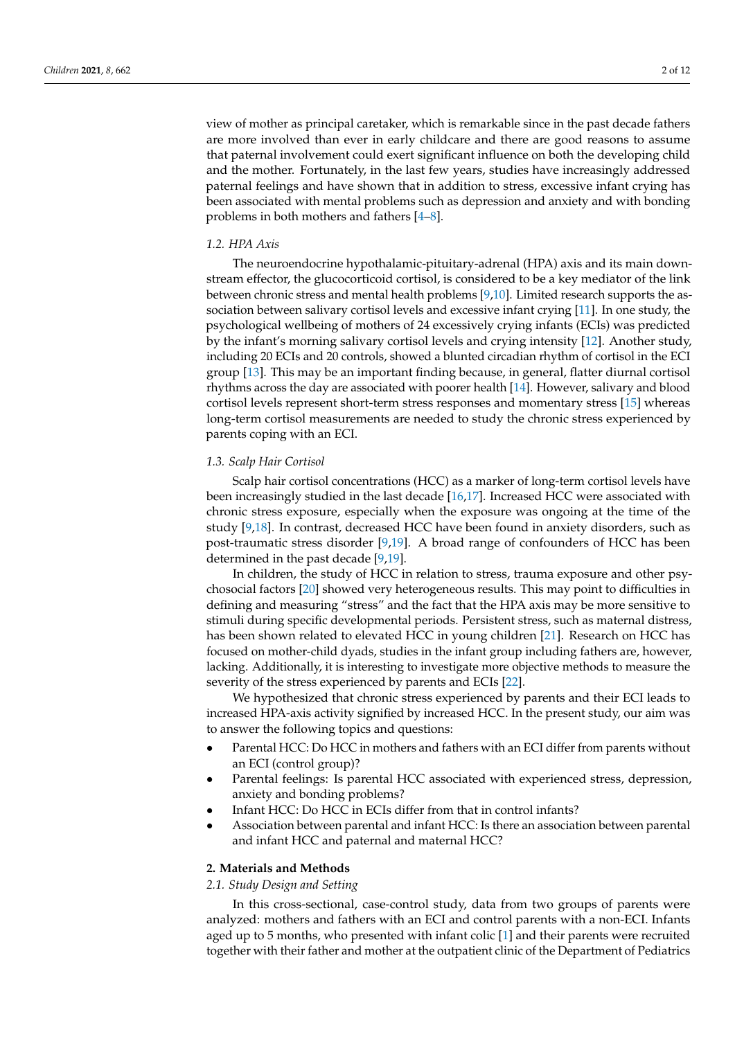view of mother as principal caretaker, which is remarkable since in the past decade fathers are more involved than ever in early childcare and there are good reasons to assume that paternal involvement could exert significant influence on both the developing child and the mother. Fortunately, in the last few years, studies have increasingly addressed paternal feelings and have shown that in addition to stress, excessive infant crying has been associated with mental problems such as depression and anxiety and with bonding problems in both mothers and fathers [4–8].

### 1.2. HPA Axis

The neuroendocrine hypothalamic-pituitary-adrenal (HPA) axis and its main downstream effector, the glucocorticoid cortisol, is considered to be a key mediator of the link between chronic stress and mental health problems [9,10]. Limited research supports the association between salivary cortisol levels and excessive infant crying [11]. In one study, the psychological wellbeing of mothers of 24 excessively crying infants (ECIs) was predicted by the infant's morning salivary cortisol levels and crying intensity [12]. Another study, including 20 ECIs and 20 controls, showed a blunted circadian rhythm of cortisol in the ECI group [13]. This may be an important finding because, in general, flatter diurnal cortisol rhythms across the day are associated with poorer health [14]. However, salivary and blood cortisol levels represent short-term stress responses and momentary stress [15] whereas long-term cortisol measurements are needed to study the chronic stress experienced by parents coping with an ECI.

### 1.3. Scalp Hair Cortisol

Scalp hair cortisol concentrations (HCC) as a marker of long-term cortisol levels have been increasingly studied in the last decade [16,17]. Increased HCC were associated with chronic stress exposure, especially when the exposure was ongoing at the time of the study [9,18]. In contrast, decreased HCC have been found in anxiety disorders, such as post-traumatic stress disorder [9,19]. A broad range of confounders of HCC has been determined in the past decade [9,19].

In children, the study of HCC in relation to stress, trauma exposure and other psychosocial factors [20] showed very heterogeneous results. This may point to difficulties in defining and measuring "stress" and the fact that the HPA axis may be more sensitive to stimuli during specific developmental periods. Persistent stress, such as maternal distress, has been shown related to elevated HCC in young children [21]. Research on HCC has focused on mother-child dyads, studies in the infant group including fathers are, however, lacking. Additionally, it is interesting to investigate more objective methods to measure the severity of the stress experienced by parents and ECIs [22].

We hypothesized that chronic stress experienced by parents and their ECI leads to increased HPA-axis activity signified by increased HCC. In the present study, our aim was to answer the following topics and questions:

- Parental HCC: Do HCC in mothers and fathers with an ECI differ from parents without an ECI (control group)?
- Parental feelings: Is parental HCC associated with experienced stress, depression, anxiety and bonding problems?
- Infant HCC: Do HCC in ECIs differ from that in control infants?
- Association between parental and infant HCC: Is there an association between parental and infant HCC and paternal and maternal HCC?

## 2. Materials and Methods

### 2.1. Study Design and Setting

In this cross-sectional, case-control study, data from two groups of parents were analyzed: mothers and fathers with an ECI and control parents with a non-ECI. Infants aged up to 5 months, who presented with infant colic [1] and their parents were recruited together with their father and mother at the outpatient clinic of the Department of Pediatrics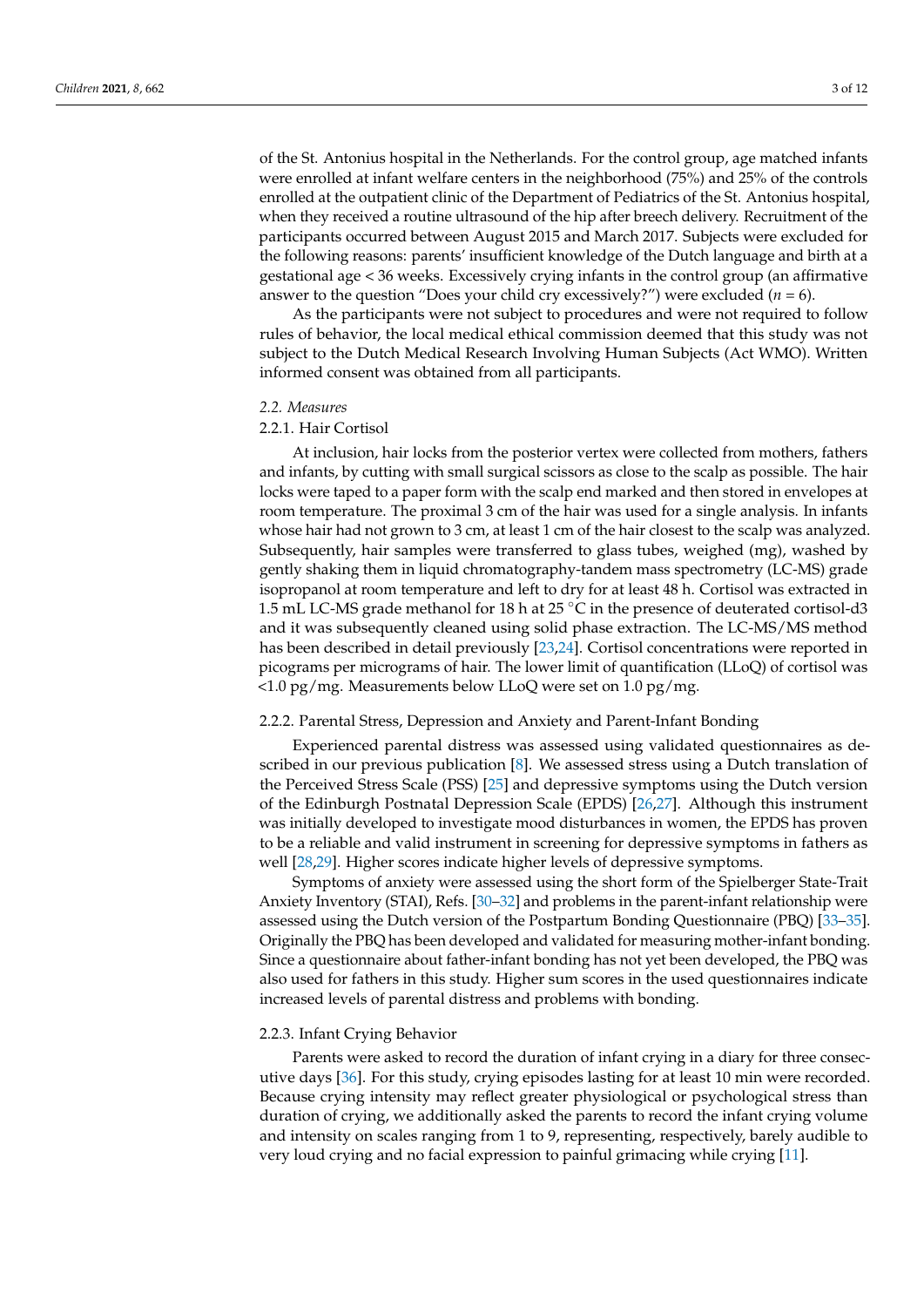of the St. Antonius hospital in the Netherlands. For the control group, age matched infants were enrolled at infant welfare centers in the neighborhood (75%) and 25% of the controls enrolled at the outpatient clinic of the Department of Pediatrics of the St. Antonius hospital, when they received a routine ultrasound of the hip after breech delivery. Recruitment of the participants occurred between August 2015 and March 2017. Subjects were excluded for the following reasons: parents' insufficient knowledge of the Dutch language and birth at a gestational age < 36 weeks. Excessively crying infants in the control group (an affirmative answer to the question "Does your child cry excessively?") were excluded ($n = 6$).

As the participants were not subject to procedures and were not required to follow rules of behavior, the local medical ethical commission deemed that this study was not subject to the Dutch Medical Research Involving Human Subjects (Act WMO). Written informed consent was obtained from all participants.

### *2.2. Measures*

#### 2.2.1. Hair Cortisol

At inclusion, hair locks from the posterior vertex were collected from mothers, fathers and infants, by cutting with small surgical scissors as close to the scalp as possible. The hair locks were taped to a paper form with the scalp end marked and then stored in envelopes at room temperature. The proximal 3 cm of the hair was used for a single analysis. In infants whose hair had not grown to 3 cm, at least 1 cm of the hair closest to the scalp was analyzed. Subsequently, hair samples were transferred to glass tubes, weighed (mg), washed by gently shaking them in liquid chromatography-tandem mass spectrometry (LC-MS) grade isopropanol at room temperature and left to dry for at least 48 h. Cortisol was extracted in 1.5 mL LC-MS grade methanol for 18 h at 25 °C in the presence of deuterated cortisol-d3 and it was subsequently cleaned using solid phase extraction. The LC-MS/MS method has been described in detail previously [23,24]. Cortisol concentrations were reported in picograms per micrograms of hair. The lower limit of quantification (LLoQ) of cortisol was <1.0 pg/mg. Measurements below LLoQ were set on 1.0 pg/mg.

#### 2.2.2. Parental Stress, Depression and Anxiety and Parent-Infant Bonding

Experienced parental distress was assessed using validated questionnaires as described in our previous publication [8]. We assessed stress using a Dutch translation of the Perceived Stress Scale (PSS) [25] and depressive symptoms using the Dutch version of the Edinburgh Postnatal Depression Scale (EPDS) [26,27]. Although this instrument was initially developed to investigate mood disturbances in women, the EPDS has proven to be a reliable and valid instrument in screening for depressive symptoms in fathers as well [28,29]. Higher scores indicate higher levels of depressive symptoms.

Symptoms of anxiety were assessed using the short form of the Spielberger State-Trait Anxiety Inventory (STAI), Refs. [30–32] and problems in the parent-infant relationship were assessed using the Dutch version of the Postpartum Bonding Questionnaire (PBQ) [33–35]. Originally the PBQ has been developed and validated for measuring mother-infant bonding. Since a questionnaire about father-infant bonding has not yet been developed, the PBQ was also used for fathers in this study. Higher sum scores in the used questionnaires indicate increased levels of parental distress and problems with bonding.

#### 2.2.3. Infant Crying Behavior

Parents were asked to record the duration of infant crying in a diary for three consecutive days [36]. For this study, crying episodes lasting for at least 10 min were recorded. Because crying intensity may reflect greater physiological or psychological stress than duration of crying, we additionally asked the parents to record the infant crying volume and intensity on scales ranging from 1 to 9, representing, respectively, barely audible to very loud crying and no facial expression to painful grimacing while crying [11].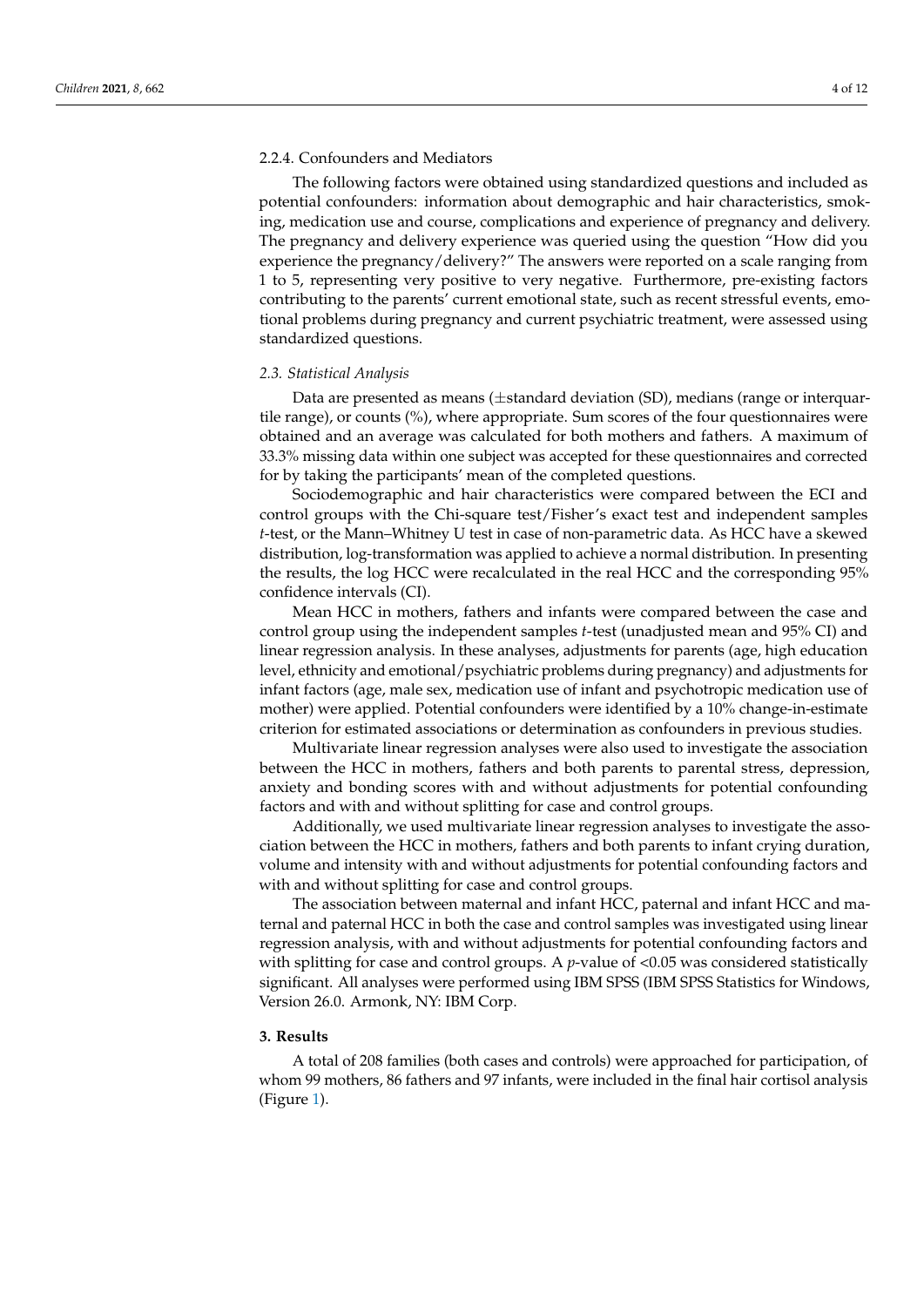#### 2.2.4. Confounders and Mediators

The following factors were obtained using standardized questions and included as potential confounders: information about demographic and hair characteristics, smoking, medication use and course, complications and experience of pregnancy and delivery. The pregnancy and delivery experience was queried using the question "How did you experience the pregnancy/delivery?" The answers were reported on a scale ranging from 1 to 5, representing very positive to very negative. Furthermore, pre-existing factors contributing to the parents' current emotional state, such as recent stressful events, emotional problems during pregnancy and current psychiatric treatment, were assessed using standardized questions.

### *2.3. Statistical Analysis*

Data are presented as means (±standard deviation (SD), medians (range or interquartile range), or counts (%), where appropriate. Sum scores of the four questionnaires were obtained and an average was calculated for both mothers and fathers. A maximum of 33.3% missing data within one subject was accepted for these questionnaires and corrected for by taking the participants' mean of the completed questions.

Sociodemographic and hair characteristics were compared between the ECI and control groups with the Chi-square test/Fisher's exact test and independent samples *t*-test, or the Mann–Whitney U test in case of non-parametric data. As HCC have a skewed distribution, log-transformation was applied to achieve a normal distribution. In presenting the results, the log HCC were recalculated in the real HCC and the corresponding 95% confidence intervals (CI).

Mean HCC in mothers, fathers and infants were compared between the case and control group using the independent samples *t*-test (unadjusted mean and 95% CI) and linear regression analysis. In these analyses, adjustments for parents (age, high education level, ethnicity and emotional/psychiatric problems during pregnancy) and adjustments for infant factors (age, male sex, medication use of infant and psychotropic medication use of mother) were applied. Potential confounders were identified by a 10% change-in-estimate criterion for estimated associations or determination as confounders in previous studies.

Multivariate linear regression analyses were also used to investigate the association between the HCC in mothers, fathers and both parents to parental stress, depression, anxiety and bonding scores with and without adjustments for potential confounding factors and with and without splitting for case and control groups.

Additionally, we used multivariate linear regression analyses to investigate the association between the HCC in mothers, fathers and both parents to infant crying duration, volume and intensity with and without adjustments for potential confounding factors and with and without splitting for case and control groups.

The association between maternal and infant HCC, paternal and infant HCC and maternal and paternal HCC in both the case and control samples was investigated using linear regression analysis, with and without adjustments for potential confounding factors and with splitting for case and control groups. A *p*-value of $<0.05$ was considered statistically significant. All analyses were performed using IBM SPSS (IBM SPSS Statistics for Windows, Version 26.0. Armonk, NY: IBM Corp.

## **3. Results**

A total of 208 families (both cases and controls) were approached for participation, of whom 99 mothers, 86 fathers and 97 infants, were included in the final hair cortisol analysis (Figure 1).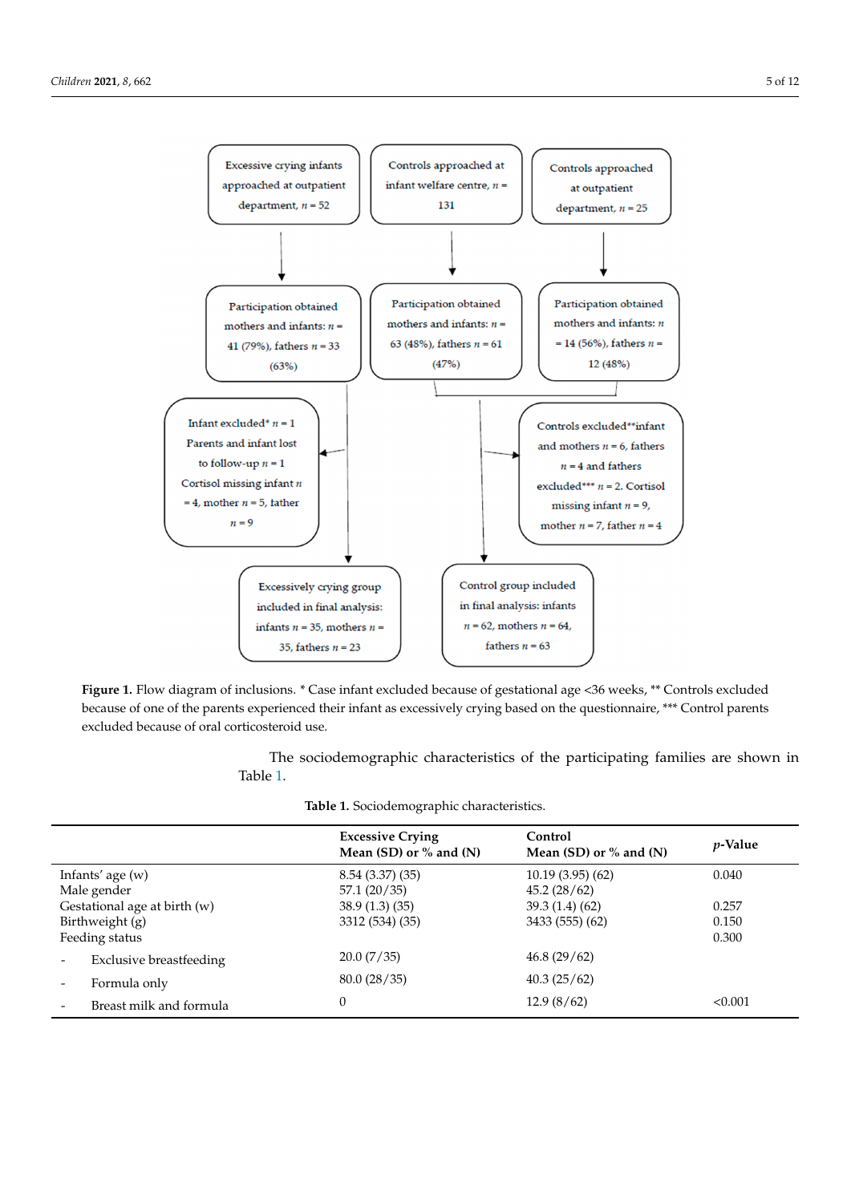Excessive crying infants approached at outpatient department, $n = 52$

Controls approached at infant welfare centre, $n = 131$

Controls approached at outpatient department, $n = 25$

Participation obtained mothers and infants: $n = 41$ (79%), fathers $n = 33$ (63%)

Participation obtained mothers and infants: $n = 63$ (48%), fathers $n = 61$ (47%)

Participation obtained mothers and infants: $n = 14$ (56%), fathers $n = 12$ (48%)

Infant excluded* $n = 1$
Parents and infant lost to follow-up $n = 1$
Cortisol missing infant $n = 4$, mother $n = 5$, father $n = 9$

Controls excluded**infant and mothers $n = 6$, fathers $n = 4$ and fathers excluded*** $n = 2$. Cortisol missing infant $n = 9$, mother $n = 7$, father $n = 4$

Excessively crying group included in final analysis: infants $n = 35$, mothers $n = 35$, fathers $n = 23$

Control group included in final analysis: infants $n = 62$, mothers $n = 64$, fathers $n = 63$

**Figure 1.** Flow diagram of inclusions. * Case infant excluded because of gestational age <36 weeks, ** Controls excluded because of one of the parents experienced their infant as excessively crying based on the questionnaire, *** Control parents excluded because of oral corticosteroid use.

The sociodemographic characteristics of the participating families are shown in Table 1.

**Table 1.** Sociodemographic characteristics.

| | **Excessive Crying Mean (SD) or % and (N)** | **Control Mean (SD) or % and (N)** | ***p*-Value** |
|---|---|---|---|
| Infants' age (w) | 8.54 (3.37) (35) | 10.19 (3.95) (62) | 0.040 |
| Male gender | 57.1 (20/35) | 45.2 (28/62) | |
| Gestational age at birth (w) | 38.9 (1.3) (35) | 39.3 (1.4) (62) | 0.257 |
| Birthweight (g) | 3312 (534) (35) | 3433 (555) (62) | 0.150 |
| Feeding status | | | 0.300 |
| - Exclusive breastfeeding | 20.0 (7/35) | 46.8 (29/62) | |
| - Formula only | 80.0 (28/35) | 40.3 (25/62) | |
| - Breast milk and formula | 0 | 12.9 (8/62) | <0.001 |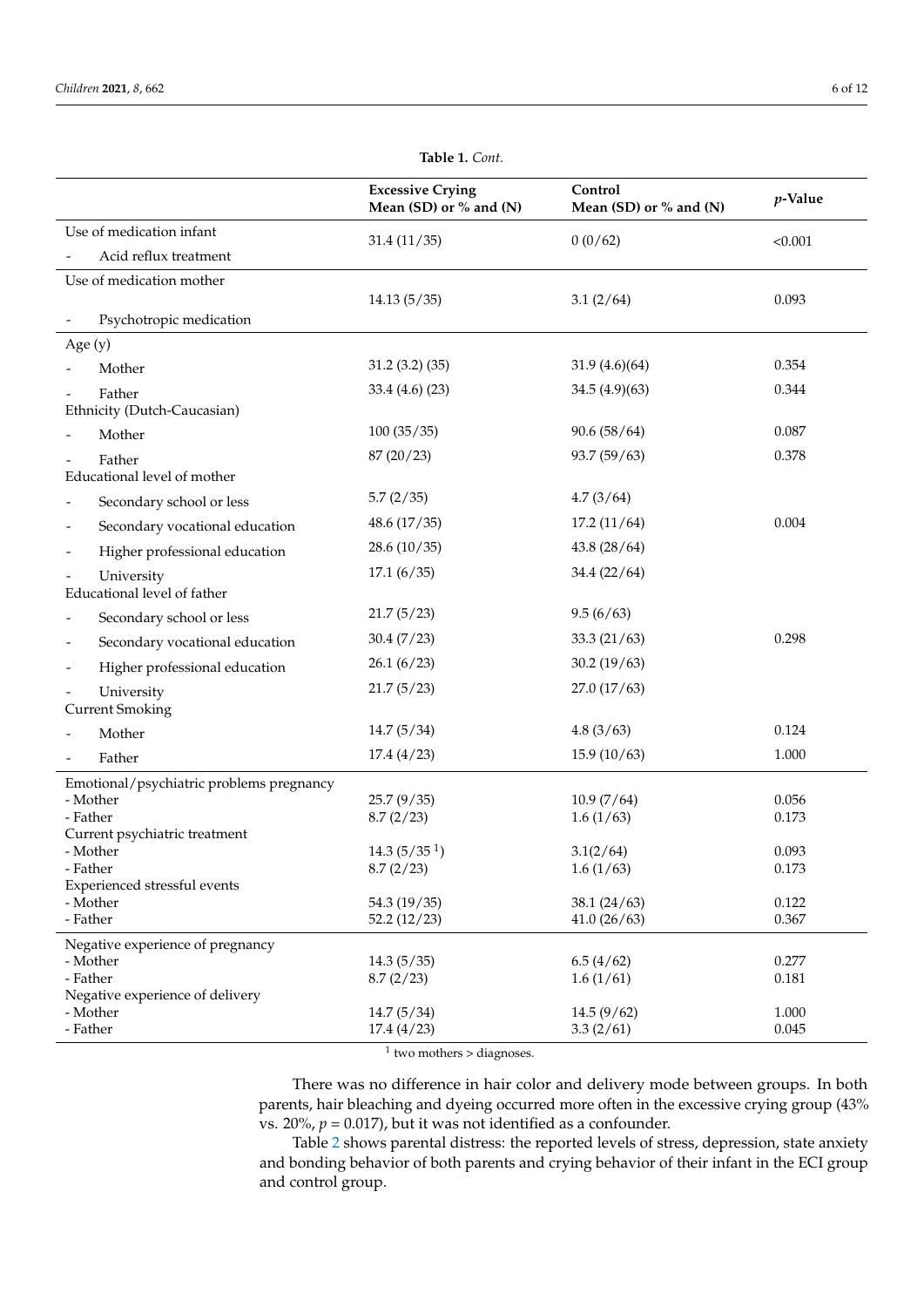**Table 1.** *Cont.*

| | Excessive Crying Mean (SD) or % and (N) | Control Mean (SD) or % and (N) | *p*-Value |
|---|---|---|---|
| Use of medication infant | | | |
| - Acid reflux treatment | 31.4 (11/35) | 0 (0/62) | <0.001 |
| Use of medication mother | | | |
| - Psychotropic medication | 14.13 (5/35) | 3.1 (2/64) | 0.093 |
| Age (y) | | | |
| - Mother | 31.2 (3.2) (35) | 31.9 (4.6)(64) | 0.354 |
| - Father | 33.4 (4.6) (23) | 34.5 (4.9)(63) | 0.344 |
| Ethnicity (Dutch-Caucasian) | | | |
| - Mother | 100 (35/35) | 90.6 (58/64) | 0.087 |
| - Father | 87 (20/23) | 93.7 (59/63) | 0.378 |
| Educational level of mother | | | |
| - Secondary school or less | 5.7 (2/35) | 4.7 (3/64) | |
| - Secondary vocational education | 48.6 (17/35) | 17.2 (11/64) | 0.004 |
| - Higher professional education | 28.6 (10/35) | 43.8 (28/64) | |
| - University | 17.1 (6/35) | 34.4 (22/64) | |
| Educational level of father | | | |
| - Secondary school or less | 21.7 (5/23) | 9.5 (6/63) | |
| - Secondary vocational education | 30.4 (7/23) | 33.3 (21/63) | 0.298 |
| - Higher professional education | 26.1 (6/23) | 30.2 (19/63) | |
| - University | 21.7 (5/23) | 27.0 (17/63) | |
| Current Smoking | | | |
| - Mother | 14.7 (5/34) | 4.8 (3/63) | 0.124 |
| - Father | 17.4 (4/23) | 15.9 (10/63) | 1.000 |
| Emotional/psychiatric problems pregnancy | | | |
| - Mother | 25.7 (9/35) | 10.9 (7/64) | 0.056 |
| - Father | 8.7 (2/23) | 1.6 (1/63) | 0.173 |
| Current psychiatric treatment | | | |
| - Mother | 14.3 (5/35 [1]) | 3.1(2/64) | 0.093 |
| - Father | 8.7 (2/23) | 1.6 (1/63) | 0.173 |
| Experienced stressful events | | | |
| - Mother | 54.3 (19/35) | 38.1 (24/63) | 0.122 |
| - Father | 52.2 (12/23) | 41.0 (26/63) | 0.367 |
| Negative experience of pregnancy | | | |
| - Mother | 14.3 (5/35) | 6.5 (4/62) | 0.277 |
| - Father | 8.7 (2/23) | 1.6 (1/61) | 0.181 |
| Negative experience of delivery | | | |
| - Mother | 14.7 (5/34) | 14.5 (9/62) | 1.000 |
| - Father | 17.4 (4/23) | 3.3 (2/61) | 0.045 |

[1] two mothers > diagnoses.

There was no difference in hair color and delivery mode between groups. In both parents, hair bleaching and dyeing occurred more often in the excessive crying group (43% vs. 20%, $p = 0.017$), but it was not identified as a confounder.

Table 2 shows parental distress: the reported levels of stress, depression, state anxiety and bonding behavior of both parents and crying behavior of their infant in the ECI group and control group.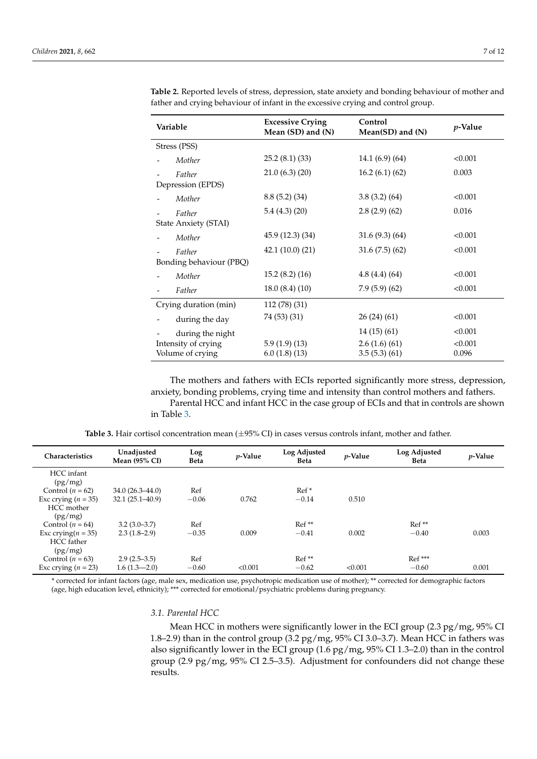**Table 2.** Reported levels of stress, depression, state anxiety and bonding behaviour of mother and father and crying behaviour of infant in the excessive crying and control group.

| Variable | Excessive Crying Mean (SD) and (N) | Control Mean(SD) and (N) | *p*-Value |
|---|---|---|---|
| Stress (PSS) | | | |
| - *Mother* | 25.2 (8.1) (33) | 14.1 (6.9) (64) | <0.001 |
| - *Father* | 21.0 (6.3) (20) | 16.2 (6.1) (62) | 0.003 |
| Depression (EPDS) | | | |
| - *Mother* | 8.8 (5.2) (34) | 3.8 (3.2) (64) | <0.001 |
| - *Father* | 5.4 (4.3) (20) | 2.8 (2.9) (62) | 0.016 |
| State Anxiety (STAI) | | | |
| - *Mother* | 45.9 (12.3) (34) | 31.6 (9.3) (64) | <0.001 |
| - *Father* | 42.1 (10.0) (21) | 31.6 (7.5) (62) | <0.001 |
| Bonding behaviour (PBQ) | | | |
| - *Mother* | 15.2 (8.2) (16) | 4.8 (4.4) (64) | <0.001 |
| - *Father* | 18.0 (8.4) (10) | 7.9 (5.9) (62) | <0.001 |
| Crying duration (min) | 112 (78) (31) | | |
| - during the day | 74 (53) (31) | 26 (24) (61) | <0.001 |
| - during the night | | 14 (15) (61) | <0.001 |
| Intensity of crying | 5.9 (1.9) (13) | 2.6 (1.6) (61) | <0.001 |
| Volume of crying | 6.0 (1.8) (13) | 3.5 (5.3) (61) | 0.096 |

The mothers and fathers with ECIs reported significantly more stress, depression, anxiety, bonding problems, crying time and intensity than control mothers and fathers.

Parental HCC and infant HCC in the case group of ECIs and that in controls are shown in Table 3.

**Table 3.** Hair cortisol concentration mean (±95% CI) in cases versus controls infant, mother and father.

| Characteristics | Unadjusted Mean (95% CI) | Log Beta | *p*-Value | Log Adjusted Beta | *p*-Value | Log Adjusted Beta | *p*-Value |
|---|---|---|---|---|---|---|---|
| HCC infant (pg/mg) | | | | | | | |
| Control ($n$ = 62) | 34.0 (26.3–44.0) | Ref | | Ref * | | | |
| Exc crying ($n$ = 35) | 32.1 (25.1–40.9) | −0.06 | 0.762 | −0.14 | 0.510 | | |
| HCC mother (pg/mg) | | | | | | | |
| Control ($n$ = 64) | 3.2 (3.0–3.7) | Ref | | Ref ** | | Ref ** | |
| Exc crying($n$ = 35) | 2.3 (1.8–2.9) | −0.35 | 0.009 | −0.41 | 0.002 | −0.40 | 0.003 |
| HCC father (pg/mg) | | | | | | | |
| Control ($n$ = 63) | 2.9 (2.5–3.5) | Ref | | Ref ** | | Ref *** | |
| Exc crying ($n$ = 23) | 1.6 (1.3—2.0) | −0.60 | <0.001 | −0.62 | <0.001 | −0.60 | 0.001 |

* corrected for infant factors (age, male sex, medication use, psychotropic medication use of mother); ** corrected for demographic factors (age, high education level, ethnicity); *** corrected for emotional/psychiatric problems during pregnancy.

### *3.1. Parental HCC*

Mean HCC in mothers were significantly lower in the ECI group (2.3 pg/mg, 95% CI 1.8–2.9) than in the control group (3.2 pg/mg, 95% CI 3.0–3.7). Mean HCC in fathers was also significantly lower in the ECI group (1.6 pg/mg, 95% CI 1.3–2.0) than in the control group (2.9 pg/mg, 95% CI 2.5–3.5). Adjustment for confounders did not change these results.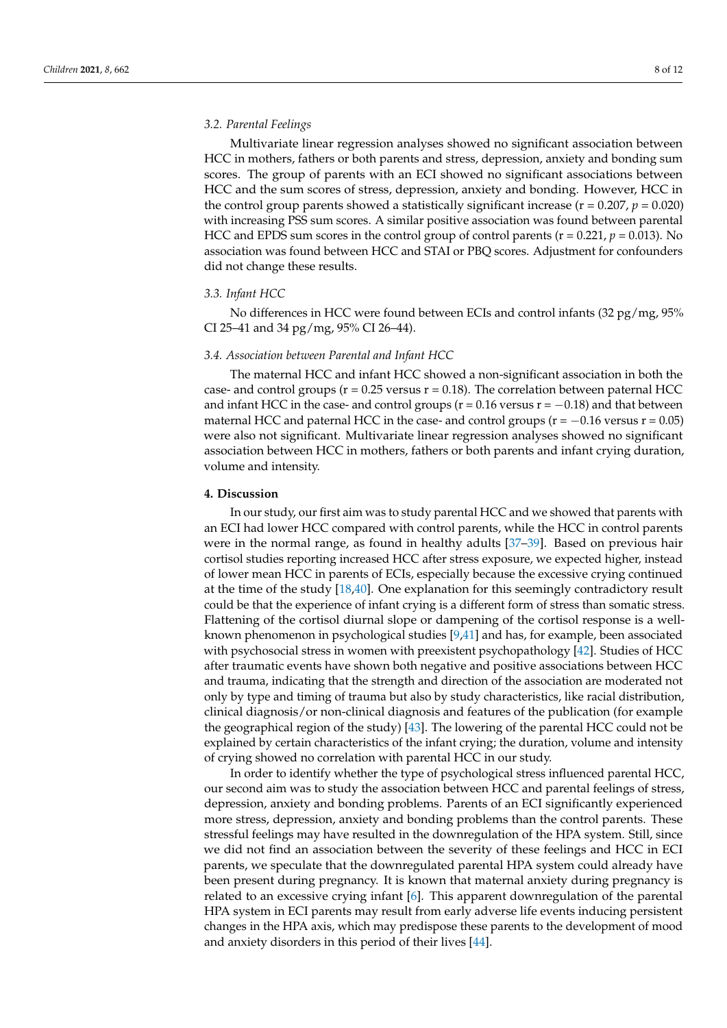### 3.2. Parental Feelings

Multivariate linear regression analyses showed no significant association between HCC in mothers, fathers or both parents and stress, depression, anxiety and bonding sum scores. The group of parents with an ECI showed no significant associations between HCC and the sum scores of stress, depression, anxiety and bonding. However, HCC in the control group parents showed a statistically significant increase ($r = 0.207$, $p = 0.020$) with increasing PSS sum scores. A similar positive association was found between parental HCC and EPDS sum scores in the control group of control parents ($r = 0.221$, $p = 0.013$). No association was found between HCC and STAI or PBQ scores. Adjustment for confounders did not change these results.

### 3.3. Infant HCC

No differences in HCC were found between ECIs and control infants (32 pg/mg, 95% CI 25–41 and 34 pg/mg, 95% CI 26–44).

### 3.4. Association between Parental and Infant HCC

The maternal HCC and infant HCC showed a non-significant association in both the case- and control groups ($r = 0.25$ versus $r = 0.18$). The correlation between paternal HCC and infant HCC in the case- and control groups ($r = 0.16$ versus $r = -0.18$) and that between maternal HCC and paternal HCC in the case- and control groups ($r = -0.16$ versus $r = 0.05$) were also not significant. Multivariate linear regression analyses showed no significant association between HCC in mothers, fathers or both parents and infant crying duration, volume and intensity.

## 4. Discussion

In our study, our first aim was to study parental HCC and we showed that parents with an ECI had lower HCC compared with control parents, while the HCC in control parents were in the normal range, as found in healthy adults [37–39]. Based on previous hair cortisol studies reporting increased HCC after stress exposure, we expected higher, instead of lower mean HCC in parents of ECIs, especially because the excessive crying continued at the time of the study [18,40]. One explanation for this seemingly contradictory result could be that the experience of infant crying is a different form of stress than somatic stress. Flattening of the cortisol diurnal slope or dampening of the cortisol response is a well-known phenomenon in psychological studies [9,41] and has, for example, been associated with psychosocial stress in women with preexistent psychopathology [42]. Studies of HCC after traumatic events have shown both negative and positive associations between HCC and trauma, indicating that the strength and direction of the association are moderated not only by type and timing of trauma but also by study characteristics, like racial distribution, clinical diagnosis/or non-clinical diagnosis and features of the publication (for example the geographical region of the study) [43]. The lowering of the parental HCC could not be explained by certain characteristics of the infant crying; the duration, volume and intensity of crying showed no correlation with parental HCC in our study.

In order to identify whether the type of psychological stress influenced parental HCC, our second aim was to study the association between HCC and parental feelings of stress, depression, anxiety and bonding problems. Parents of an ECI significantly experienced more stress, depression, anxiety and bonding problems than the control parents. These stressful feelings may have resulted in the downregulation of the HPA system. Still, since we did not find an association between the severity of these feelings and HCC in ECI parents, we speculate that the downregulated parental HPA system could already have been present during pregnancy. It is known that maternal anxiety during pregnancy is related to an excessive crying infant [6]. This apparent downregulation of the parental HPA system in ECI parents may result from early adverse life events inducing persistent changes in the HPA axis, which may predispose these parents to the development of mood and anxiety disorders in this period of their lives [44].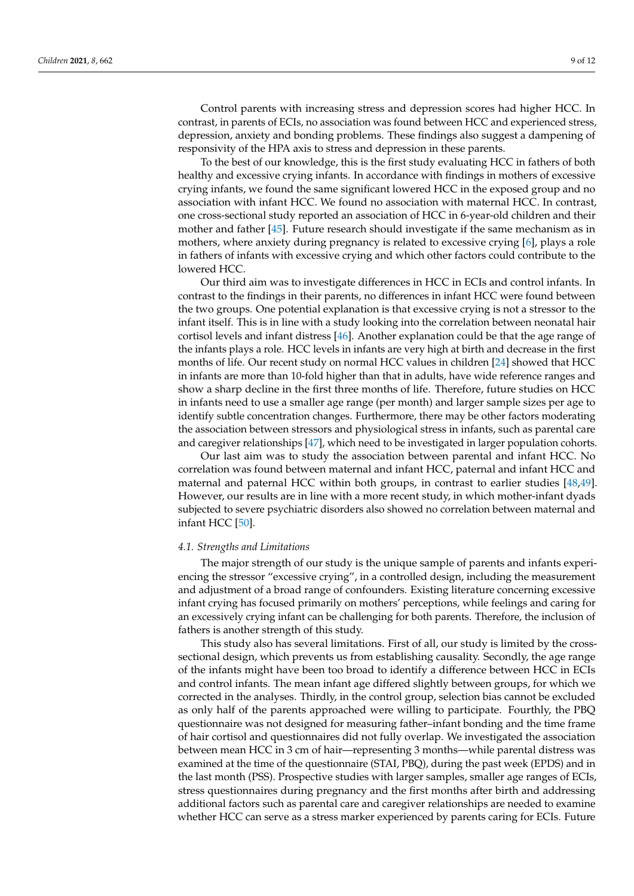Control parents with increasing stress and depression scores had higher HCC. In contrast, in parents of ECIs, no association was found between HCC and experienced stress, depression, anxiety and bonding problems. These findings also suggest a dampening of responsivity of the HPA axis to stress and depression in these parents.

To the best of our knowledge, this is the first study evaluating HCC in fathers of both healthy and excessive crying infants. In accordance with findings in mothers of excessive crying infants, we found the same significant lowered HCC in the exposed group and no association with infant HCC. We found no association with maternal HCC. In contrast, one cross-sectional study reported an association of HCC in 6-year-old children and their mother and father [45]. Future research should investigate if the same mechanism as in mothers, where anxiety during pregnancy is related to excessive crying [6], plays a role in fathers of infants with excessive crying and which other factors could contribute to the lowered HCC.

Our third aim was to investigate differences in HCC in ECIs and control infants. In contrast to the findings in their parents, no differences in infant HCC were found between the two groups. One potential explanation is that excessive crying is not a stressor to the infant itself. This is in line with a study looking into the correlation between neonatal hair cortisol levels and infant distress [46]. Another explanation could be that the age range of the infants plays a role. HCC levels in infants are very high at birth and decrease in the first months of life. Our recent study on normal HCC values in children [24] showed that HCC in infants are more than 10-fold higher than that in adults, have wide reference ranges and show a sharp decline in the first three months of life. Therefore, future studies on HCC in infants need to use a smaller age range (per month) and larger sample sizes per age to identify subtle concentration changes. Furthermore, there may be other factors moderating the association between stressors and physiological stress in infants, such as parental care and caregiver relationships [47], which need to be investigated in larger population cohorts.

Our last aim was to study the association between parental and infant HCC. No correlation was found between maternal and infant HCC, paternal and infant HCC and maternal and paternal HCC within both groups, in contrast to earlier studies [48,49]. However, our results are in line with a more recent study, in which mother-infant dyads subjected to severe psychiatric disorders also showed no correlation between maternal and infant HCC [50].

### *4.1. Strengths and Limitations*

The major strength of our study is the unique sample of parents and infants experiencing the stressor "excessive crying", in a controlled design, including the measurement and adjustment of a broad range of confounders. Existing literature concerning excessive infant crying has focused primarily on mothers' perceptions, while feelings and caring for an excessively crying infant can be challenging for both parents. Therefore, the inclusion of fathers is another strength of this study.

This study also has several limitations. First of all, our study is limited by the cross-sectional design, which prevents us from establishing causality. Secondly, the age range of the infants might have been too broad to identify a difference between HCC in ECIs and control infants. The mean infant age differed slightly between groups, for which we corrected in the analyses. Thirdly, in the control group, selection bias cannot be excluded as only half of the parents approached were willing to participate. Fourthly, the PBQ questionnaire was not designed for measuring father–infant bonding and the time frame of hair cortisol and questionnaires did not fully overlap. We investigated the association between mean HCC in 3 cm of hair—representing 3 months—while parental distress was examined at the time of the questionnaire (STAI, PBQ), during the past week (EPDS) and in the last month (PSS). Prospective studies with larger samples, smaller age ranges of ECIs, stress questionnaires during pregnancy and the first months after birth and addressing additional factors such as parental care and caregiver relationships are needed to examine whether HCC can serve as a stress marker experienced by parents caring for ECIs. Future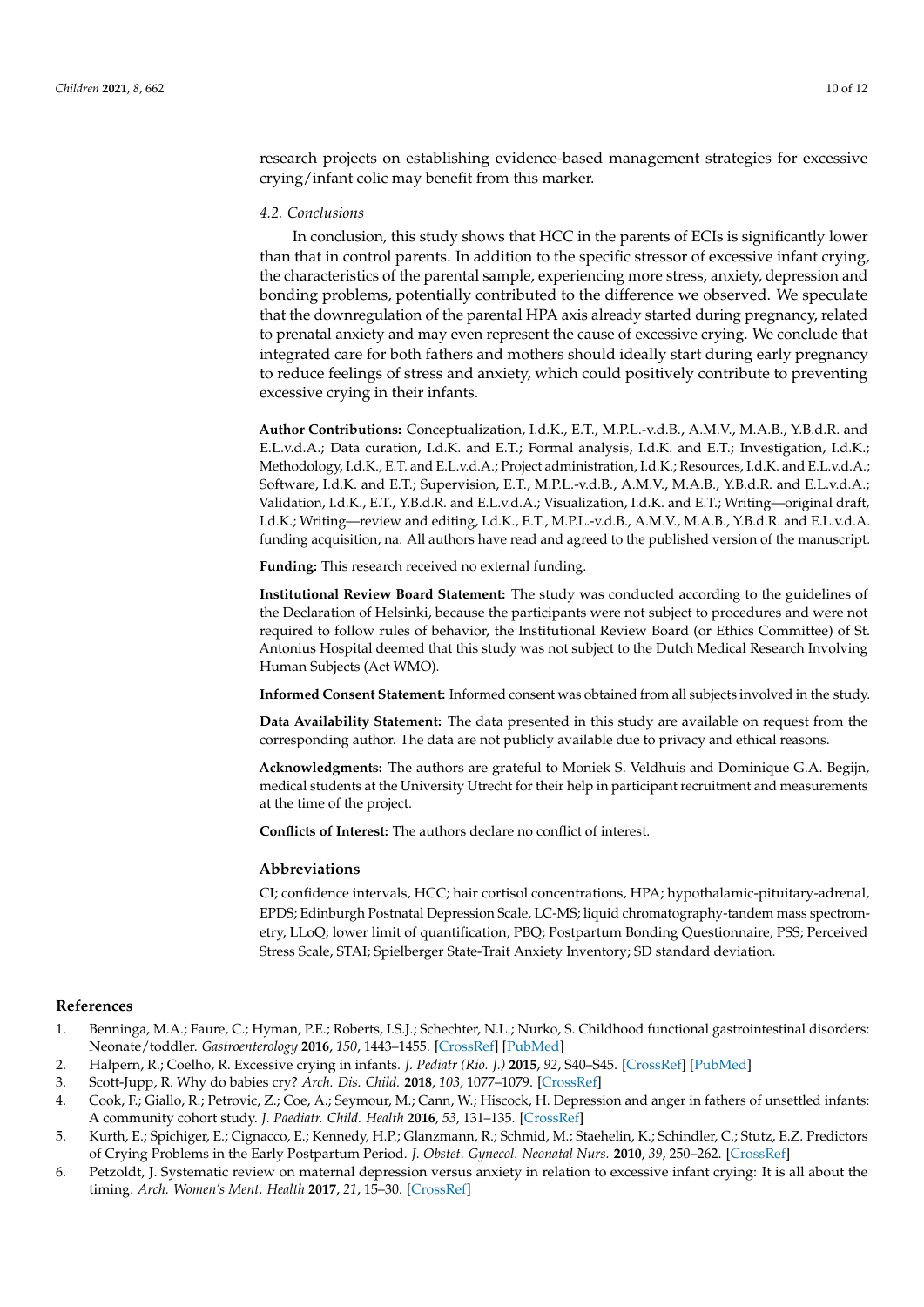research projects on establishing evidence-based management strategies for excessive crying/infant colic may benefit from this marker.

### 4.2. Conclusions

In conclusion, this study shows that HCC in the parents of ECIs is significantly lower than that in control parents. In addition to the specific stressor of excessive infant crying, the characteristics of the parental sample, experiencing more stress, anxiety, depression and bonding problems, potentially contributed to the difference we observed. We speculate that the downregulation of the parental HPA axis already started during pregnancy, related to prenatal anxiety and may even represent the cause of excessive crying. We conclude that integrated care for both fathers and mothers should ideally start during early pregnancy to reduce feelings of stress and anxiety, which could positively contribute to preventing excessive crying in their infants.

**Author Contributions:** Conceptualization, I.d.K., E.T., M.P.L.-v.d.B., A.M.V., M.A.B., Y.B.d.R. and E.L.v.d.A.; Data curation, I.d.K. and E.T.; Formal analysis, I.d.K. and E.T.; Investigation, I.d.K.; Methodology, I.d.K., E.T. and E.L.v.d.A.; Project administration, I.d.K.; Resources, I.d.K. and E.L.v.d.A.; Software, I.d.K. and E.T.; Supervision, E.T., M.P.L.-v.d.B., A.M.V., M.A.B., Y.B.d.R. and E.L.v.d.A.; Validation, I.d.K., E.T., Y.B.d.R. and E.L.v.d.A.; Visualization, I.d.K. and E.T.; Writing—original draft, I.d.K.; Writing—review and editing, I.d.K., E.T., M.P.L.-v.d.B., A.M.V., M.A.B., Y.B.d.R. and E.L.v.d.A. funding acquisition, na. All authors have read and agreed to the published version of the manuscript.

**Funding:** This research received no external funding.

**Institutional Review Board Statement:** The study was conducted according to the guidelines of the Declaration of Helsinki, because the participants were not subject to procedures and were not required to follow rules of behavior, the Institutional Review Board (or Ethics Committee) of St. Antonius Hospital deemed that this study was not subject to the Dutch Medical Research Involving Human Subjects (Act WMO).

**Informed Consent Statement:** Informed consent was obtained from all subjects involved in the study.

**Data Availability Statement:** The data presented in this study are available on request from the corresponding author. The data are not publicly available due to privacy and ethical reasons.

**Acknowledgments:** The authors are grateful to Moniek S. Veldhuis and Dominique G.A. Begijn, medical students at the University Utrecht for their help in participant recruitment and measurements at the time of the project.

**Conflicts of Interest:** The authors declare no conflict of interest.

## Abbreviations

CI; confidence intervals, HCC; hair cortisol concentrations, HPA; hypothalamic-pituitary-adrenal, EPDS; Edinburgh Postnatal Depression Scale, LC-MS; liquid chromatography-tandem mass spectrometry, LLoQ; lower limit of quantification, PBQ; Postpartum Bonding Questionnaire, PSS; Perceived Stress Scale, STAI; Spielberger State-Trait Anxiety Inventory; SD standard deviation.

## References

1. Benninga, M.A.; Faure, C.; Hyman, P.E.; Roberts, I.S.J.; Schechter, N.L.; Nurko, S. Childhood functional gastrointestinal disorders: Neonate/toddler. *Gastroenterology* **2016**, *150*, 1443–1455. [CrossRef] [PubMed]
2. Halpern, R.; Coelho, R. Excessive crying in infants. *J. Pediatr (Rio. J.)* **2015**, *92*, S40–S45. [CrossRef] [PubMed]
3. Scott-Jupp, R. Why do babies cry? *Arch. Dis. Child.* **2018**, *103*, 1077–1079. [CrossRef]
4. Cook, F.; Giallo, R.; Petrovic, Z.; Coe, A.; Seymour, M.; Cann, W.; Hiscock, H. Depression and anger in fathers of unsettled infants: A community cohort study. *J. Paediatr. Child. Health* **2016**, *53*, 131–135. [CrossRef]
5. Kurth, E.; Spichiger, E.; Cignacco, E.; Kennedy, H.P.; Glanzmann, R.; Schmid, M.; Staehelin, K.; Schindler, C.; Stutz, E.Z. Predictors of Crying Problems in the Early Postpartum Period. *J. Obstet. Gynecol. Neonatal Nurs.* **2010**, *39*, 250–262. [CrossRef]
6. Petzoldt, J. Systematic review on maternal depression versus anxiety in relation to excessive infant crying: It is all about the timing. *Arch. Women's Ment. Health* **2017**, *21*, 15–30. [CrossRef]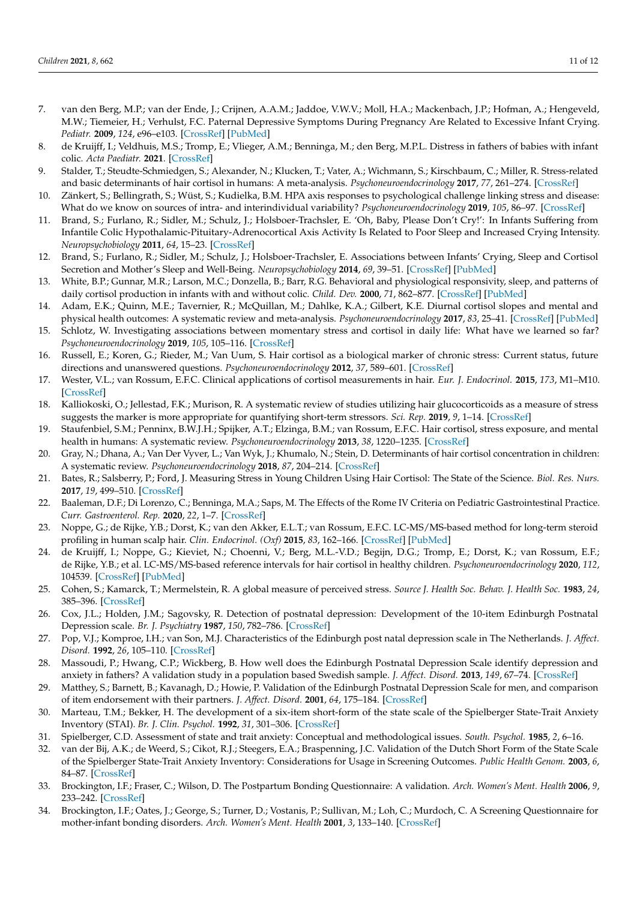7. van den Berg, M.P.; van der Ende, J.; Crijnen, A.A.M.; Jaddoe, V.W.V.; Moll, H.A.; Mackenbach, J.P.; Hofman, A.; Hengeveld, M.W.; Tiemeier, H.; Verhulst, F.C. Paternal Depressive Symptoms During Pregnancy Are Related to Excessive Infant Crying. *Pediatr.* **2009**, *124*, e96–e103. [CrossRef] [PubMed]
8. de Kruijff, I.; Veldhuis, M.S.; Tromp, E.; Vlieger, A.M.; Benninga, M.; den Berg, M.P.L. Distress in fathers of babies with infant colic. *Acta Paediatr.* **2021**. [CrossRef]
9. Stalder, T.; Steudte-Schmiedgen, S.; Alexander, N.; Klucken, T.; Vater, A.; Wichmann, S.; Kirschbaum, C.; Miller, R. Stress-related and basic determinants of hair cortisol in humans: A meta-analysis. *Psychoneuroendocrinology* **2017**, *77*, 261–274. [CrossRef]
10. Zänkert, S.; Bellingrath, S.; Wüst, S.; Kudielka, B.M. HPA axis responses to psychological challenge linking stress and disease: What do we know on sources of intra- and interindividual variability? *Psychoneuroendocrinology* **2019**, *105*, 86–97. [CrossRef]
11. Brand, S.; Furlano, R.; Sidler, M.; Schulz, J.; Holsboer-Trachsler, E. 'Oh, Baby, Please Don't Cry!': In Infants Suffering from Infantile Colic Hypothalamic-Pituitary-Adrenocortical Axis Activity Is Related to Poor Sleep and Increased Crying Intensity. *Neuropsychobiology* **2011**, *64*, 15–23. [CrossRef]
12. Brand, S.; Furlano, R.; Sidler, M.; Schulz, J.; Holsboer-Trachsler, E. Associations between Infants' Crying, Sleep and Cortisol Secretion and Mother's Sleep and Well-Being. *Neuropsychobiology* **2014**, *69*, 39–51. [CrossRef] [PubMed]
13. White, B.P.; Gunnar, M.R.; Larson, M.C.; Donzella, B.; Barr, R.G. Behavioral and physiological responsivity, sleep, and patterns of daily cortisol production in infants with and without colic. *Child. Dev.* **2000**, *71*, 862–877. [CrossRef] [PubMed]
14. Adam, E.K.; Quinn, M.E.; Tavernier, R.; McQuillan, M.; Dahlke, K.A.; Gilbert, K.E. Diurnal cortisol slopes and mental and physical health outcomes: A systematic review and meta-analysis. *Psychoneuroendocrinology* **2017**, *83*, 25–41. [CrossRef] [PubMed]
15. Schlotz, W. Investigating associations between momentary stress and cortisol in daily life: What have we learned so far? *Psychoneuroendocrinology* **2019**, *105*, 105–116. [CrossRef]
16. Russell, E.; Koren, G.; Rieder, M.; Van Uum, S. Hair cortisol as a biological marker of chronic stress: Current status, future directions and unanswered questions. *Psychoneuroendocrinology* **2012**, *37*, 589–601. [CrossRef]
17. Wester, V.L.; van Rossum, E.F.C. Clinical applications of cortisol measurements in hair. *Eur. J. Endocrinol.* **2015**, *173*, M1–M10. [CrossRef]
18. Kalliokoski, O.; Jellestad, F.K.; Murison, R. A systematic review of studies utilizing hair glucocorticoids as a measure of stress suggests the marker is more appropriate for quantifying short-term stressors. *Sci. Rep.* **2019**, *9*, 1–14. [CrossRef]
19. Staufenbiel, S.M.; Penninx, B.W.J.H.; Spijker, A.T.; Elzinga, B.M.; van Rossum, E.F.C. Hair cortisol, stress exposure, and mental health in humans: A systematic review. *Psychoneuroendocrinology* **2013**, *38*, 1220–1235. [CrossRef]
20. Gray, N.; Dhana, A.; Van Der Vyver, L.; Van Wyk, J.; Khumalo, N.; Stein, D. Determinants of hair cortisol concentration in children: A systematic review. *Psychoneuroendocrinology* **2018**, *87*, 204–214. [CrossRef]
21. Bates, R.; Salsberry, P.; Ford, J. Measuring Stress in Young Children Using Hair Cortisol: The State of the Science. *Biol. Res. Nurs.* **2017**, *19*, 499–510. [CrossRef]
22. Baaleman, D.F.; Di Lorenzo, C.; Benninga, M.A.; Saps, M. The Effects of the Rome IV Criteria on Pediatric Gastrointestinal Practice. *Curr. Gastroenterol. Rep.* **2020**, *22*, 1–7. [CrossRef]
23. Noppe, G.; de Rijke, Y.B.; Dorst, K.; van den Akker, E.L.T.; van Rossum, E.F.C. LC-MS/MS-based method for long-term steroid profiling in human scalp hair. *Clin. Endocrinol. (Oxf)* **2015**, *83*, 162–166. [CrossRef] [PubMed]
24. de Kruijff, I.; Noppe, G.; Kieviet, N.; Choenni, V.; Berg, M.L.-V.D.; Begijn, D.G.; Tromp, E.; Dorst, K.; van Rossum, E.F.; de Rijke, Y.B.; et al. LC-MS/MS-based reference intervals for hair cortisol in healthy children. *Psychoneuroendocrinology* **2020**, *112*, 104539. [CrossRef] [PubMed]
25. Cohen, S.; Kamarck, T.; Mermelstein, R. A global measure of perceived stress. *Source J. Health Soc. Behav. J. Health Soc.* **1983**, *24*, 385–396. [CrossRef]
26. Cox, J.L.; Holden, J.M.; Sagovsky, R. Detection of postnatal depression: Development of the 10-item Edinburgh Postnatal Depression scale. *Br. J. Psychiatry* **1987**, *150*, 782–786. [CrossRef]
27. Pop, V.J.; Komproe, I.H.; van Son, M.J. Characteristics of the Edinburgh post natal depression scale in The Netherlands. *J. Affect. Disord.* **1992**, *26*, 105–110. [CrossRef]
28. Massoudi, P.; Hwang, C.P.; Wickberg, B. How well does the Edinburgh Postnatal Depression Scale identify depression and anxiety in fathers? A validation study in a population based Swedish sample. *J. Affect. Disord.* **2013**, *149*, 67–74. [CrossRef]
29. Matthey, S.; Barnett, B.; Kavanagh, D.; Howie, P. Validation of the Edinburgh Postnatal Depression Scale for men, and comparison of item endorsement with their partners. *J. Affect. Disord.* **2001**, *64*, 175–184. [CrossRef]
30. Marteau, T.M.; Bekker, H. The development of a six-item short-form of the state scale of the Spielberger State-Trait Anxiety Inventory (STAI). *Br. J. Clin. Psychol.* **1992**, *31*, 301–306. [CrossRef]
31. Spielberger, C.D. Assessment of state and trait anxiety: Conceptual and methodological issues. *South. Psychol.* **1985**, *2*, 6–16.
32. van der Bij, A.K.; de Weerd, S.; Cikot, R.J.; Steegers, E.A.; Braspenning, J.C. Validation of the Dutch Short Form of the State Scale of the Spielberger State-Trait Anxiety Inventory: Considerations for Usage in Screening Outcomes. *Public Health Genom.* **2003**, *6*, 84–87. [CrossRef]
33. Brockington, I.F.; Fraser, C.; Wilson, D. The Postpartum Bonding Questionnaire: A validation. *Arch. Women's Ment. Health* **2006**, *9*, 233–242. [CrossRef]
34. Brockington, I.F.; Oates, J.; George, S.; Turner, D.; Vostanis, P.; Sullivan, M.; Loh, C.; Murdoch, C. A Screening Questionnaire for mother-infant bonding disorders. *Arch. Women's Ment. Health* **2001**, *3*, 133–140. [CrossRef]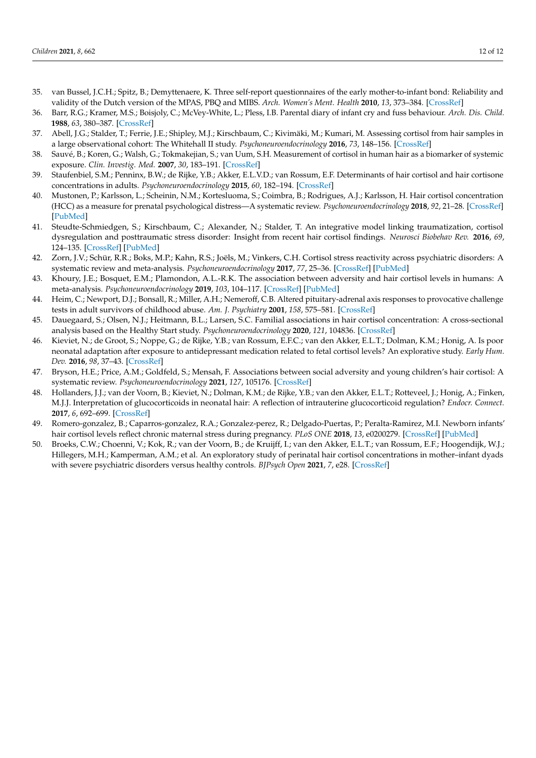35. van Bussel, J.C.H.; Spitz, B.; Demyttenaere, K. Three self-report questionnaires of the early mother-to-infant bond: Reliability and validity of the Dutch version of the MPAS, PBQ and MIBS. *Arch. Women's Ment. Health* **2010**, *13*, 373–384. [CrossRef]
36. Barr, R.G.; Kramer, M.S.; Boisjoly, C.; McVey-White, L.; Pless, I.B. Parental diary of infant cry and fuss behaviour. *Arch. Dis. Child.* **1988**, *63*, 380–387. [CrossRef]
37. Abell, J.G.; Stalder, T.; Ferrie, J.E.; Shipley, M.J.; Kirschbaum, C.; Kivimäki, M.; Kumari, M. Assessing cortisol from hair samples in a large observational cohort: The Whitehall II study. *Psychoneuroendocrinology* **2016**, *73*, 148–156. [CrossRef]
38. Sauvé, B.; Koren, G.; Walsh, G.; Tokmakejian, S.; van Uum, S.H. Measurement of cortisol in human hair as a biomarker of systemic exposure. *Clin. Investig. Med.* **2007**, *30*, 183–191. [CrossRef]
39. Staufenbiel, S.M.; Penninx, B.W.; de Rijke, Y.B.; Akker, E.L.V.D.; van Rossum, E.F. Determinants of hair cortisol and hair cortisone concentrations in adults. *Psychoneuroendocrinology* **2015**, *60*, 182–194. [CrossRef]
40. Mustonen, P.; Karlsson, L.; Scheinin, N.M.; Kortesluoma, S.; Coimbra, B.; Rodrigues, A.J.; Karlsson, H. Hair cortisol concentration (HCC) as a measure for prenatal psychological distress—A systematic review. *Psychoneuroendocrinology* **2018**, *92*, 21–28. [CrossRef] [PubMed]
41. Steudte-Schmiedgen, S.; Kirschbaum, C.; Alexander, N.; Stalder, T. An integrative model linking traumatization, cortisol dysregulation and posttraumatic stress disorder: Insight from recent hair cortisol findings. *Neurosci Biobehav Rev.* **2016**, *69*, 124–135. [CrossRef] [PubMed]
42. Zorn, J.V.; Schür, R.R.; Boks, M.P.; Kahn, R.S.; Joëls, M.; Vinkers, C.H. Cortisol stress reactivity across psychiatric disorders: A systematic review and meta-analysis. *Psychoneuroendocrinology* **2017**, *77*, 25–36. [CrossRef] [PubMed]
43. Khoury, J.E.; Bosquet, E.M.; Plamondon, A.L.-R.K. The association between adversity and hair cortisol levels in humans: A meta-analysis. *Psychoneuroendocrinology* **2019**, *103*, 104–117. [CrossRef] [PubMed]
44. Heim, C.; Newport, D.J.; Bonsall, R.; Miller, A.H.; Nemeroff, C.B. Altered pituitary-adrenal axis responses to provocative challenge tests in adult survivors of childhood abuse. *Am. J. Psychiatry* **2001**, *158*, 575–581. [CrossRef]
45. Dauegaard, S.; Olsen, N.J.; Heitmann, B.L.; Larsen, S.C. Familial associations in hair cortisol concentration: A cross-sectional analysis based on the Healthy Start study. *Psychoneuroendocrinology* **2020**, *121*, 104836. [CrossRef]
46. Kieviet, N.; de Groot, S.; Noppe, G.; de Rijke, Y.B.; van Rossum, E.F.C.; van den Akker, E.L.T.; Dolman, K.M.; Honig, A. Is poor neonatal adaptation after exposure to antidepressant medication related to fetal cortisol levels? An explorative study. *Early Hum. Dev.* **2016**, *98*, 37–43. [CrossRef]
47. Bryson, H.E.; Price, A.M.; Goldfeld, S.; Mensah, F. Associations between social adversity and young children's hair cortisol: A systematic review. *Psychoneuroendocrinology* **2021**, *127*, 105176. [CrossRef]
48. Hollanders, J.J.; van der Voorn, B.; Kieviet, N.; Dolman, K.M.; de Rijke, Y.B.; van den Akker, E.L.T.; Rotteveel, J.; Honig, A.; Finken, M.J.J. Interpretation of glucocorticoids in neonatal hair: A reflection of intrauterine glucocorticoid regulation? *Endocr. Connect.* **2017**, *6*, 692–699. [CrossRef]
49. Romero-gonzalez, B.; Caparros-gonzalez, R.A.; Gonzalez-perez, R.; Delgado-Puertas, P.; Peralta-Ramirez, M.I. Newborn infants' hair cortisol levels reflect chronic maternal stress during pregnancy. *PLoS ONE* **2018**, *13*, e0200279. [CrossRef] [PubMed]
50. Broeks, C.W.; Choenni, V.; Kok, R.; van der Voorn, B.; de Kruijff, I.; van den Akker, E.L.T.; van Rossum, E.F.; Hoogendijk, W.J.; Hillegers, M.H.; Kamperman, A.M.; et al. An exploratory study of perinatal hair cortisol concentrations in mother–infant dyads with severe psychiatric disorders versus healthy controls. *BJPsych Open* **2021**, *7*, e28. [CrossRef]